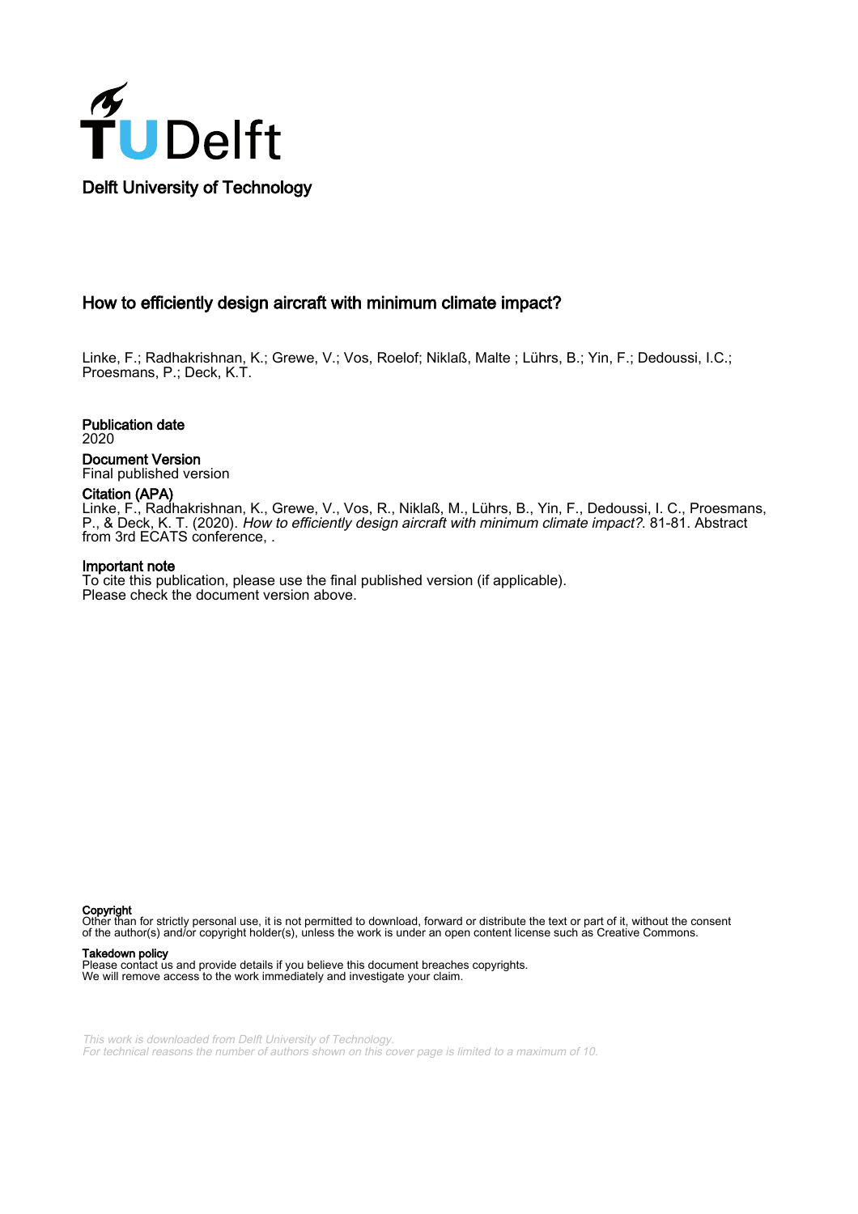Delft University of Technology

# How to efficiently design aircraft with minimum climate impact?

Linke, F.; Radhakrishnan, K.; Grewe, V.; Vos, Roelof; Niklaß, Malte ; Lührs, B.; Yin, F.; Dedoussi, I.C.; Proesmans, P.; Deck, K.T.

**Publication date**
2020

**Document Version**
Final published version

**Citation (APA)**
Linke, F., Radhakrishnan, K., Grewe, V., Vos, R., Niklaß, M., Lührs, B., Yin, F., Dedoussi, I. C., Proesmans, P., & Deck, K. T. (2020). *How to efficiently design aircraft with minimum climate impact?*. 81-81. Abstract from 3rd ECATS conference, .

**Important note**
To cite this publication, please use the final published version (if applicable).
Please check the document version above.

**Copyright**
Other than for strictly personal use, it is not permitted to download, forward or distribute the text or part of it, without the consent of the author(s) and/or copyright holder(s), unless the work is under an open content license such as Creative Commons.

**Takedown policy**
Please contact us and provide details if you believe this document breaches copyrights.
We will remove access to the work immediately and investigate your claim.

*This work is downloaded from Delft University of Technology.*
*For technical reasons the number of authors shown on this cover page is limited to a maximum of 10.*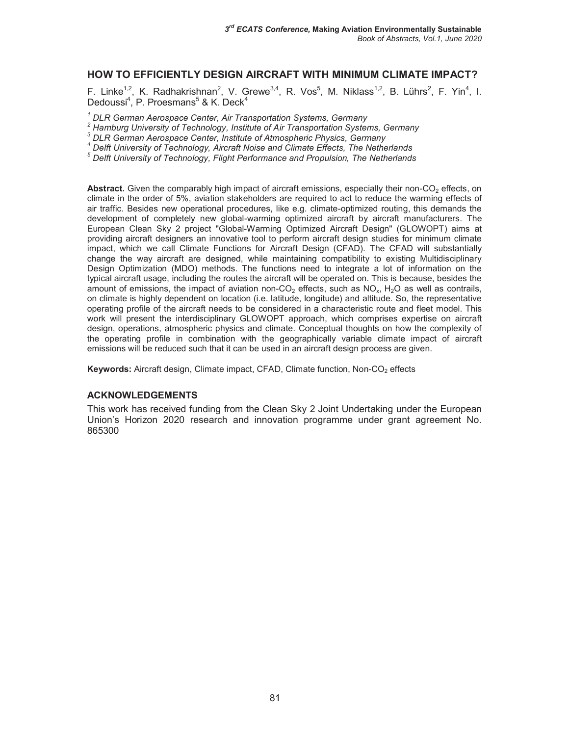## HOW TO EFFICIENTLY DESIGN AIRCRAFT WITH MINIMUM CLIMATE IMPACT?

F. Linke[1,2], K. Radhakrishnan[2], V. Grewe[3,4], R. Vos[5], M. Niklass[1,2], B. Lührs[2], F. Yin[4], I. Dedoussi[4], P. Proesmans[5] & K. Deck[4]

*[1] DLR German Aerospace Center, Air Transportation Systems, Germany*
*[2] Hamburg University of Technology, Institute of Air Transportation Systems, Germany*
*[3] DLR German Aerospace Center, Institute of Atmospheric Physics, Germany*
*[4] Delft University of Technology, Aircraft Noise and Climate Effects, The Netherlands*
*[5] Delft University of Technology, Flight Performance and Propulsion, The Netherlands*

**Abstract.** Given the comparably high impact of aircraft emissions, especially their non-$CO_2$ effects, on climate in the order of 5%, aviation stakeholders are required to act to reduce the warming effects of air traffic. Besides new operational procedures, like e.g. climate-optimized routing, this demands the development of completely new global-warming optimized aircraft by aircraft manufacturers. The European Clean Sky 2 project "Global-Warming Optimized Aircraft Design" (GLOWOPT) aims at providing aircraft designers an innovative tool to perform aircraft design studies for minimum climate impact, which we call Climate Functions for Aircraft Design (CFAD). The CFAD will substantially change the way aircraft are designed, while maintaining compatibility to existing Multidisciplinary Design Optimization (MDO) methods. The functions need to integrate a lot of information on the typical aircraft usage, including the routes the aircraft will be operated on. This is because, besides the amount of emissions, the impact of aviation non-$CO_2$ effects, such as $NO_x$, $H_2O$ as well as contrails, on climate is highly dependent on location (i.e. latitude, longitude) and altitude. So, the representative operating profile of the aircraft needs to be considered in a characteristic route and fleet model. This work will present the interdisciplinary GLOWOPT approach, which comprises expertise on aircraft design, operations, atmospheric physics and climate. Conceptual thoughts on how the complexity of the operating profile in combination with the geographically variable climate impact of aircraft emissions will be reduced such that it can be used in an aircraft design process are given.

**Keywords:** Aircraft design, Climate impact, CFAD, Climate function, Non-$CO_2$ effects

### ACKNOWLEDGEMENTS

This work has received funding from the Clean Sky 2 Joint Undertaking under the European Union's Horizon 2020 research and innovation programme under grant agreement No. 865300